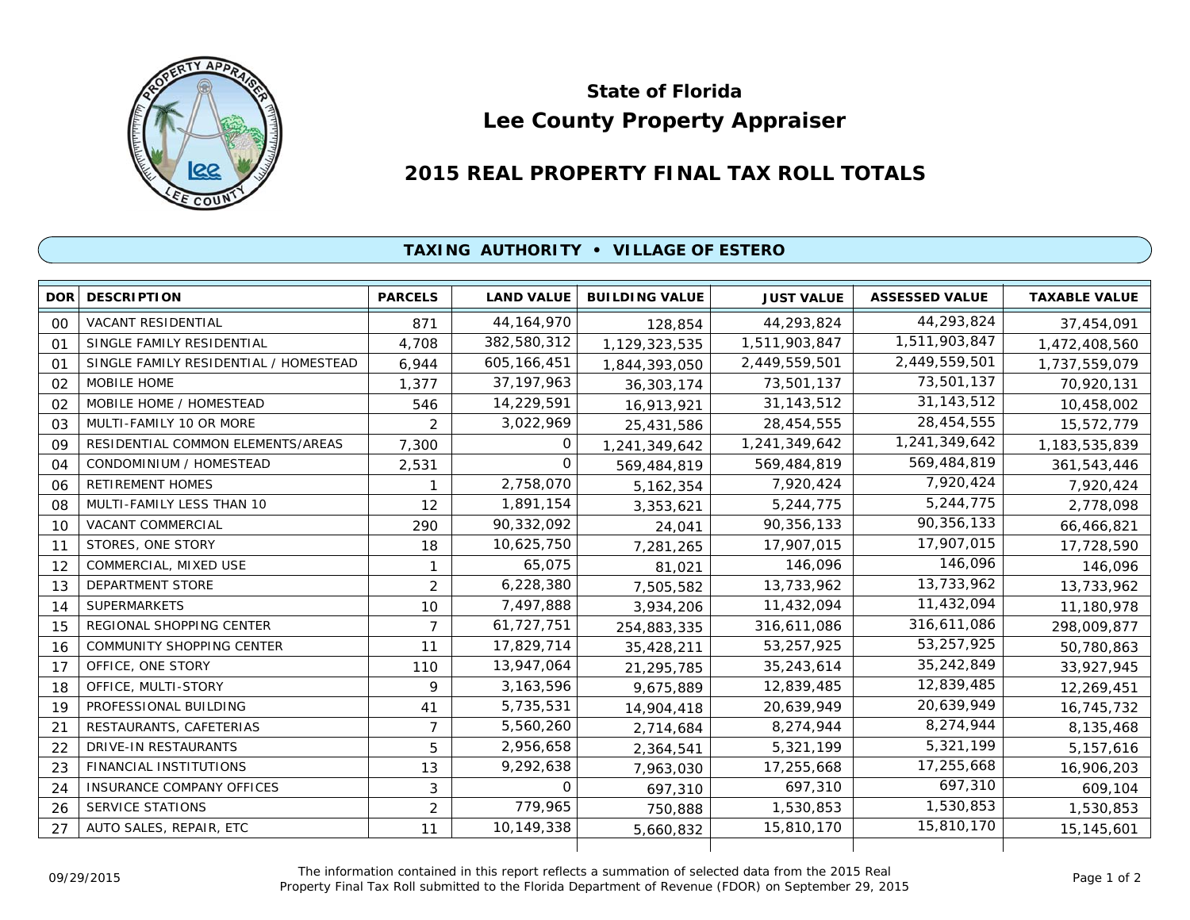# State of Florida
# Lee County Property Appraiser

## 2015 REAL PROPERTY FINAL TAX ROLL TOTALS

### TAXING AUTHORITY • VILLAGE OF ESTERO

| DOR | DESCRIPTION | PARCELS | LAND VALUE | BUILDING VALUE | JUST VALUE | ASSESSED VALUE | TAXABLE VALUE |
|---|---|---|---|---|---|---|---|
| 00 | VACANT RESIDENTIAL | 871 | 44,164,970 | 128,854 | 44,293,824 | 44,293,824 | 37,454,091 |
| 01 | SINGLE FAMILY RESIDENTIAL | 4,708 | 382,580,312 | 1,129,323,535 | 1,511,903,847 | 1,511,903,847 | 1,472,408,560 |
| 01 | SINGLE FAMILY RESIDENTIAL / HOMESTEAD | 6,944 | 605,166,451 | 1,844,393,050 | 2,449,559,501 | 2,449,559,501 | 1,737,559,079 |
| 02 | MOBILE HOME | 1,377 | 37,197,963 | 36,303,174 | 73,501,137 | 73,501,137 | 70,920,131 |
| 02 | MOBILE HOME / HOMESTEAD | 546 | 14,229,591 | 16,913,921 | 31,143,512 | 31,143,512 | 10,458,002 |
| 03 | MULTI-FAMILY 10 OR MORE | 2 | 3,022,969 | 25,431,586 | 28,454,555 | 28,454,555 | 15,572,779 |
| 09 | RESIDENTIAL COMMON ELEMENTS/AREAS | 7,300 | 0 | 1,241,349,642 | 1,241,349,642 | 1,241,349,642 | 1,183,535,839 |
| 04 | CONDOMINIUM / HOMESTEAD | 2,531 | 0 | 569,484,819 | 569,484,819 | 569,484,819 | 361,543,446 |
| 06 | RETIREMENT HOMES | 1 | 2,758,070 | 5,162,354 | 7,920,424 | 7,920,424 | 7,920,424 |
| 08 | MULTI-FAMILY LESS THAN 10 | 12 | 1,891,154 | 3,353,621 | 5,244,775 | 5,244,775 | 2,778,098 |
| 10 | VACANT COMMERCIAL | 290 | 90,332,092 | 24,041 | 90,356,133 | 90,356,133 | 66,466,821 |
| 11 | STORES, ONE STORY | 18 | 10,625,750 | 7,281,265 | 17,907,015 | 17,907,015 | 17,728,590 |
| 12 | COMMERCIAL, MIXED USE | 1 | 65,075 | 81,021 | 146,096 | 146,096 | 146,096 |
| 13 | DEPARTMENT STORE | 2 | 6,228,380 | 7,505,582 | 13,733,962 | 13,733,962 | 13,733,962 |
| 14 | SUPERMARKETS | 10 | 7,497,888 | 3,934,206 | 11,432,094 | 11,432,094 | 11,180,978 |
| 15 | REGIONAL SHOPPING CENTER | 7 | 61,727,751 | 254,883,335 | 316,611,086 | 316,611,086 | 298,009,877 |
| 16 | COMMUNITY SHOPPING CENTER | 11 | 17,829,714 | 35,428,211 | 53,257,925 | 53,257,925 | 50,780,863 |
| 17 | OFFICE, ONE STORY | 110 | 13,947,064 | 21,295,785 | 35,243,614 | 35,242,849 | 33,927,945 |
| 18 | OFFICE, MULTI-STORY | 9 | 3,163,596 | 9,675,889 | 12,839,485 | 12,839,485 | 12,269,451 |
| 19 | PROFESSIONAL BUILDING | 41 | 5,735,531 | 14,904,418 | 20,639,949 | 20,639,949 | 16,745,732 |
| 21 | RESTAURANTS, CAFETERIAS | 7 | 5,560,260 | 2,714,684 | 8,274,944 | 8,274,944 | 8,135,468 |
| 22 | DRIVE-IN RESTAURANTS | 5 | 2,956,658 | 2,364,541 | 5,321,199 | 5,321,199 | 5,157,616 |
| 23 | FINANCIAL INSTITUTIONS | 13 | 9,292,638 | 7,963,030 | 17,255,668 | 17,255,668 | 16,906,203 |
| 24 | INSURANCE COMPANY OFFICES | 3 | 0 | 697,310 | 697,310 | 697,310 | 609,104 |
| 26 | SERVICE STATIONS | 2 | 779,965 | 750,888 | 1,530,853 | 1,530,853 | 1,530,853 |
| 27 | AUTO SALES, REPAIR, ETC | 11 | 10,149,338 | 5,660,832 | 15,810,170 | 15,810,170 | 15,145,601 |

09/29/2015

The information contained in this report reflects a summation of selected data from the 2015 Real Property Final Tax Roll submitted to the Florida Department of Revenue (FDOR) on September 29, 2015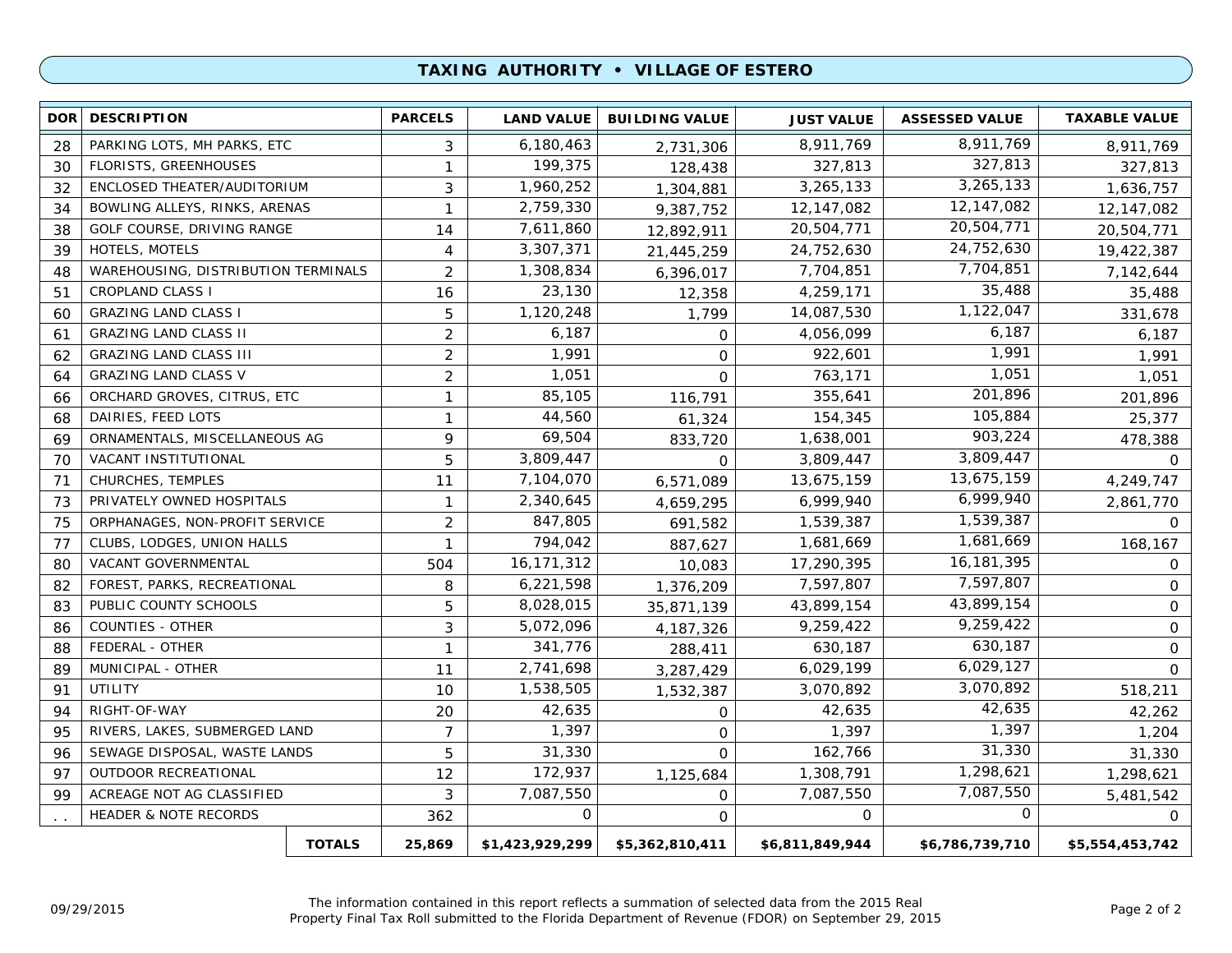## TAXING AUTHORITY • VILLAGE OF ESTERO

| DOR | DESCRIPTION | PARCELS | LAND VALUE | BUILDING VALUE | JUST VALUE | ASSESSED VALUE | TAXABLE VALUE |
|---|---|---|---|---|---|---|---|
| 28 | PARKING LOTS, MH PARKS, ETC | 3 | 6,180,463 | 2,731,306 | 8,911,769 | 8,911,769 | 8,911,769 |
| 30 | FLORISTS, GREENHOUSES | 1 | 199,375 | 128,438 | 327,813 | 327,813 | 327,813 |
| 32 | ENCLOSED THEATER/AUDITORIUM | 3 | 1,960,252 | 1,304,881 | 3,265,133 | 3,265,133 | 1,636,757 |
| 34 | BOWLING ALLEYS, RINKS, ARENAS | 1 | 2,759,330 | 9,387,752 | 12,147,082 | 12,147,082 | 12,147,082 |
| 38 | GOLF COURSE, DRIVING RANGE | 14 | 7,611,860 | 12,892,911 | 20,504,771 | 20,504,771 | 20,504,771 |
| 39 | HOTELS, MOTELS | 4 | 3,307,371 | 21,445,259 | 24,752,630 | 24,752,630 | 19,422,387 |
| 48 | WAREHOUSING, DISTRIBUTION TERMINALS | 2 | 1,308,834 | 6,396,017 | 7,704,851 | 7,704,851 | 7,142,644 |
| 51 | CROPLAND CLASS I | 16 | 23,130 | 12,358 | 4,259,171 | 35,488 | 35,488 |
| 60 | GRAZING LAND CLASS I | 5 | 1,120,248 | 1,799 | 14,087,530 | 1,122,047 | 331,678 |
| 61 | GRAZING LAND CLASS II | 2 | 6,187 | 0 | 4,056,099 | 6,187 | 6,187 |
| 62 | GRAZING LAND CLASS III | 2 | 1,991 | 0 | 922,601 | 1,991 | 1,991 |
| 64 | GRAZING LAND CLASS V | 2 | 1,051 | 0 | 763,171 | 1,051 | 1,051 |
| 66 | ORCHARD GROVES, CITRUS, ETC | 1 | 85,105 | 116,791 | 355,641 | 201,896 | 201,896 |
| 68 | DAIRIES, FEED LOTS | 1 | 44,560 | 61,324 | 154,345 | 105,884 | 25,377 |
| 69 | ORNAMENTALS, MISCELLANEOUS AG | 9 | 69,504 | 833,720 | 1,638,001 | 903,224 | 478,388 |
| 70 | VACANT INSTITUTIONAL | 5 | 3,809,447 | 0 | 3,809,447 | 3,809,447 | 0 |
| 71 | CHURCHES, TEMPLES | 11 | 7,104,070 | 6,571,089 | 13,675,159 | 13,675,159 | 4,249,747 |
| 73 | PRIVATELY OWNED HOSPITALS | 1 | 2,340,645 | 4,659,295 | 6,999,940 | 6,999,940 | 2,861,770 |
| 75 | ORPHANAGES, NON-PROFIT SERVICE | 2 | 847,805 | 691,582 | 1,539,387 | 1,539,387 | 0 |
| 77 | CLUBS, LODGES, UNION HALLS | 1 | 794,042 | 887,627 | 1,681,669 | 1,681,669 | 168,167 |
| 80 | VACANT GOVERNMENTAL | 504 | 16,171,312 | 10,083 | 17,290,395 | 16,181,395 | 0 |
| 82 | FOREST, PARKS, RECREATIONAL | 8 | 6,221,598 | 1,376,209 | 7,597,807 | 7,597,807 | 0 |
| 83 | PUBLIC COUNTY SCHOOLS | 5 | 8,028,015 | 35,871,139 | 43,899,154 | 43,899,154 | 0 |
| 86 | COUNTIES - OTHER | 3 | 5,072,096 | 4,187,326 | 9,259,422 | 9,259,422 | 0 |
| 88 | FEDERAL - OTHER | 1 | 341,776 | 288,411 | 630,187 | 630,187 | 0 |
| 89 | MUNICIPAL - OTHER | 11 | 2,741,698 | 3,287,429 | 6,029,199 | 6,029,127 | 0 |
| 91 | UTILITY | 10 | 1,538,505 | 1,532,387 | 3,070,892 | 3,070,892 | 518,211 |
| 94 | RIGHT-OF-WAY | 20 | 42,635 | 0 | 42,635 | 42,635 | 42,262 |
| 95 | RIVERS, LAKES, SUBMERGED LAND | 7 | 1,397 | 0 | 1,397 | 1,397 | 1,204 |
| 96 | SEWAGE DISPOSAL, WASTE LANDS | 5 | 31,330 | 0 | 162,766 | 31,330 | 31,330 |
| 97 | OUTDOOR RECREATIONAL | 12 | 172,937 | 1,125,684 | 1,308,791 | 1,298,621 | 1,298,621 |
| 99 | ACREAGE NOT AG CLASSIFIED | 3 | 7,087,550 | 0 | 7,087,550 | 7,087,550 | 5,481,542 |
| .. | HEADER & NOTE RECORDS | 362 | 0 | 0 | 0 | 0 | 0 |
| | **TOTALS** | **25,869** | **$1,423,929,299** | **$5,362,810,411** | **$6,811,849,944** | **$6,786,739,710** | **$5,554,453,742** |

09/29/2015

The information contained in this report reflects a summation of selected data from the 2015 Real Property Final Tax Roll submitted to the Florida Department of Revenue (FDOR) on September 29, 2015